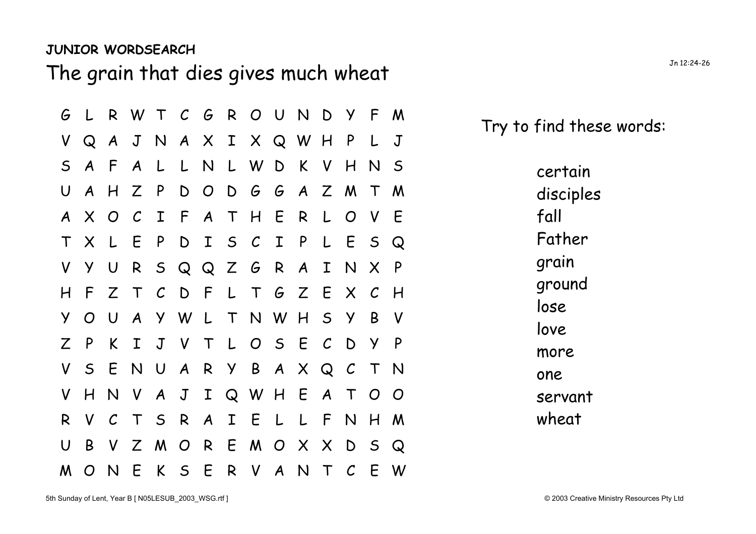**JUNIOR WORDSEARCH**

# The grain that dies gives much wheat

Jn 12:24-26

| | | | | | | | | | | | | | | |
|---|---|---|---|---|---|---|---|---|---|---|---|---|---|---|
| G | L | R | W | T | C | G | R | O | U | N | D | Y | F | M |
| V | Q | A | J | N | A | X | I | X | Q | W | H | P | L | J |
| S | A | F | A | L | L | N | L | W | D | K | V | H | N | S |
| U | A | H | Z | P | D | O | D | G | G | A | Z | M | T | M |
| A | X | O | C | I | F | A | T | H | E | R | L | O | V | E |
| T | X | L | E | P | D | I | S | C | I | P | L | E | S | Q |
| V | Y | U | R | S | Q | Q | Z | G | R | A | I | N | X | P |
| H | F | Z | T | C | D | F | L | T | G | Z | E | X | C | H |
| Y | O | U | A | Y | W | L | T | N | W | H | S | Y | B | V |
| Z | P | K | I | J | V | T | L | O | S | E | C | D | Y | P |
| V | S | E | N | U | A | R | Y | B | A | X | Q | C | T | N |
| V | H | N | V | A | J | I | Q | W | H | E | A | T | O | O |
| R | V | C | T | S | R | A | I | E | L | L | F | N | H | M |
| U | B | V | Z | M | O | R | E | M | O | X | X | D | S | Q |
| M | O | N | E | K | S | E | R | V | A | N | T | C | E | W |

Try to find these words:

- certain
- disciples
- fall
- Father
- grain
- ground
- lose
- love
- more
- one
- servant
- wheat

5th Sunday of Lent, Year B [ N05LESUB_2003_WSG.rtf ]

© 2003 Creative Ministry Resources Pty Ltd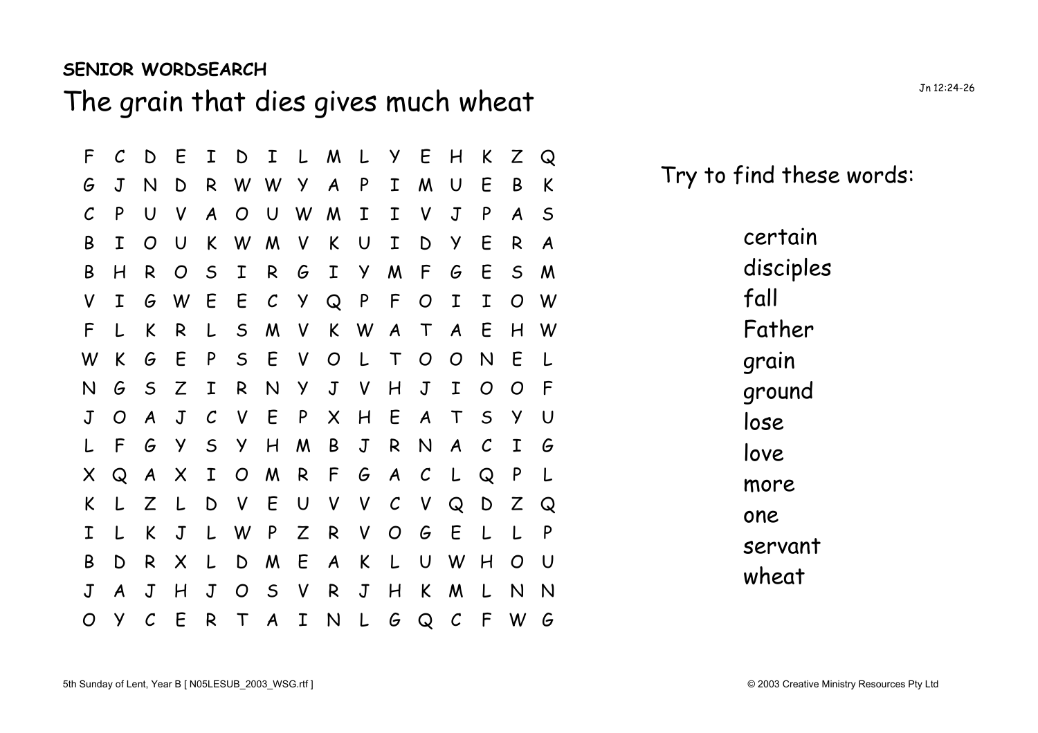**SENIOR WORDSEARCH**

# The grain that dies gives much wheat

Jn 12:24-26

| | | | | | | | | | | | | | | | |
|---|---|---|---|---|---|---|---|---|---|---|---|---|---|---|---|
| F | C | D | E | I | D | I | L | M | L | Y | E | H | K | Z | Q |
| G | J | N | D | R | W | W | Y | A | P | I | M | U | E | B | K |
| C | P | U | V | A | O | U | W | M | I | I | V | J | P | A | S |
| B | I | O | U | K | W | M | V | K | U | I | D | Y | E | R | A |
| B | H | R | O | S | I | R | G | I | Y | M | F | G | E | S | M |
| V | I | G | W | E | E | C | Y | Q | P | F | O | I | I | O | W |
| F | L | K | R | L | S | M | V | K | W | A | T | A | E | H | W |
| W | K | G | E | P | S | E | V | O | L | T | O | O | N | E | L |
| N | G | S | Z | I | R | N | Y | J | V | H | J | I | O | O | F |
| J | O | A | J | C | V | E | P | X | H | E | A | T | S | Y | U |
| L | F | G | Y | S | Y | H | M | B | J | R | N | A | C | I | G |
| X | Q | A | X | I | O | M | R | F | G | A | C | L | Q | P | L |
| K | L | Z | L | D | V | E | U | V | V | C | V | Q | D | Z | Q |
| I | L | K | J | L | W | P | Z | R | V | O | G | E | L | L | P |
| B | D | R | X | L | D | M | E | A | K | L | U | W | H | O | U |
| J | A | J | H | J | O | S | V | R | J | H | K | M | L | N | N |
| O | Y | C | E | R | T | A | I | N | L | G | Q | C | F | W | G |

Try to find these words:

- certain
- disciples
- fall
- Father
- grain
- ground
- lose
- love
- more
- one
- servant
- wheat

5th Sunday of Lent, Year B [ N05LESUB_2003_WSG.rtf ]

© 2003 Creative Ministry Resources Pty Ltd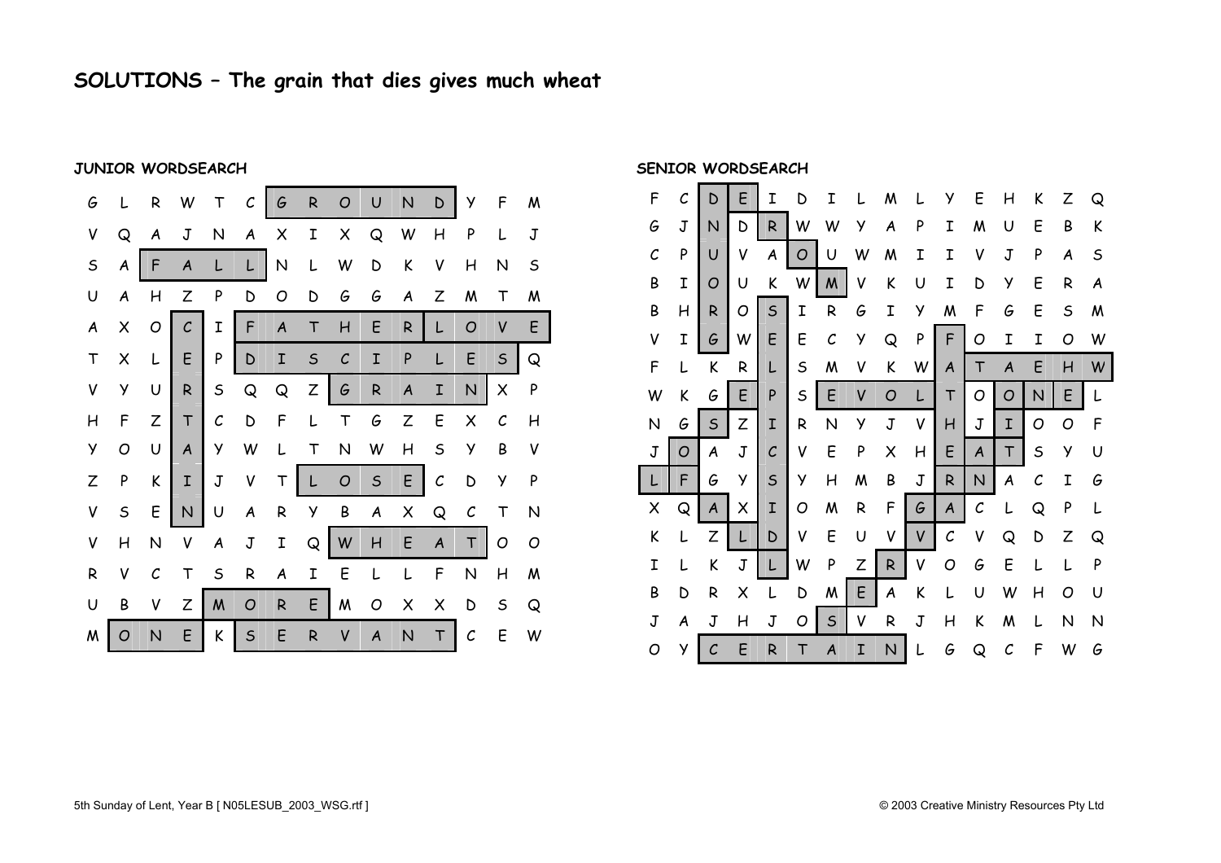# SOLUTIONS – The grain that dies gives much wheat

## JUNIOR WORDSEARCH

| | | | | | | | | | | | | | | |
|---|---|---|---|---|---|---|---|---|---|---|---|---|---|---|
| G | L | R | W | T | C | G | R | O | U | N | D | Y | F | M |
| V | Q | A | J | N | A | X | I | X | Q | W | H | P | L | J |
| S | A | F | A | L | L | N | L | W | D | K | V | H | N | S |
| U | A | H | Z | P | D | O | D | G | G | A | Z | M | T | M |
| A | X | O | C | I | F | A | T | H | E | R | L | O | V | E |
| T | X | L | E | P | D | I | S | C | I | P | L | E | S | Q |
| V | Y | U | R | S | Q | Q | Z | G | R | A | I | N | X | P |
| H | F | Z | T | C | D | F | L | T | G | Z | E | X | C | H |
| Y | O | U | A | Y | W | L | T | N | W | H | S | Y | B | V |
| Z | P | K | I | J | V | T | L | O | S | E | C | D | Y | P |
| V | S | E | N | U | A | R | Y | B | A | X | Q | C | T | N |
| V | H | N | V | A | J | I | Q | W | H | E | A | T | O | O |
| R | V | C | T | S | R | A | I | E | L | L | F | N | H | M |
| U | B | V | Z | M | O | R | E | M | O | X | X | D | S | Q |
| M | O | N | E | K | S | E | R | V | A | N | T | C | E | W |

## SENIOR WORDSEARCH

| | | | | | | | | | | | | | | | |
|---|---|---|---|---|---|---|---|---|---|---|---|---|---|---|---|
| F | C | D | E | I | D | I | L | M | L | Y | E | H | K | Z | Q |
| G | J | N | D | R | W | W | Y | A | P | I | M | U | E | B | K |
| C | P | U | V | A | O | U | W | M | I | I | V | J | P | A | S |
| B | I | O | U | K | W | M | V | K | U | I | D | Y | E | R | A |
| B | H | R | O | S | I | R | G | I | Y | M | F | G | E | S | M |
| V | I | G | W | E | E | C | Y | Q | P | F | O | I | I | O | W |
| F | L | K | R | L | S | M | V | K | W | A | T | A | E | H | W |
| W | K | G | E | P | S | E | V | O | L | T | O | O | N | E | L |
| N | G | S | Z | I | R | N | Y | J | V | H | J | I | O | O | F |
| J | O | A | J | C | V | E | P | X | H | E | A | T | S | Y | U |
| L | F | G | Y | S | Y | H | M | B | J | R | N | A | C | I | G |
| X | Q | A | X | I | O | M | R | F | G | A | C | L | Q | P | L |
| K | L | Z | L | D | V | E | U | V | V | C | V | Q | D | Z | Q |
| I | L | K | J | L | W | P | Z | R | V | O | G | E | L | L | P |
| B | D | R | X | L | D | M | E | A | K | L | U | W | H | O | U |
| J | A | J | H | J | O | S | V | R | J | H | K | M | L | N | N |
| O | Y | C | E | R | T | A | I | N | L | G | Q | C | F | W | G |

5th Sunday of Lent, Year B [ N05LESUB_2003_WSG.rtf ]

© 2003 Creative Ministry Resources Pty Ltd